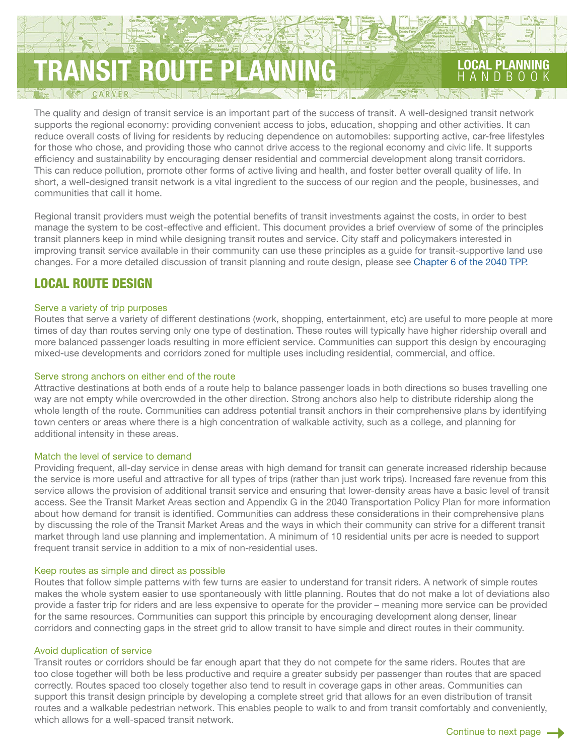# TRANSIT ROUTE PLANNING

LOCAL PLANNING HANDBOOK

The quality and design of transit service is an important part of the success of transit. A well-designed transit network supports the regional economy: providing convenient access to jobs, education, shopping and other activities. It can reduce overall costs of living for residents by reducing dependence on automobiles: supporting active, car-free lifestyles for those who chose, and providing those who cannot drive access to the regional economy and civic life. It supports efficiency and sustainability by encouraging denser residential and commercial development along transit corridors. This can reduce pollution, promote other forms of active living and health, and foster better overall quality of life. In short, a well-designed transit network is a vital ingredient to the success of our region and the people, businesses, and communities that call it home.

Regional transit providers must weigh the potential benefits of transit investments against the costs, in order to best manage the system to be cost-effective and efficient. This document provides a brief overview of some of the principles transit planners keep in mind while designing transit routes and service. City staff and policymakers interested in improving transit service available in their community can use these principles as a guide for transit-supportive land use changes. For a more detailed discussion of transit planning and route design, please see Chapter 6 of the 2040 TPP.

## LOCAL ROUTE DESIGN

### Serve a variety of trip purposes

Routes that serve a variety of different destinations (work, shopping, entertainment, etc) are useful to more people at more times of day than routes serving only one type of destination. These routes will typically have higher ridership overall and more balanced passenger loads resulting in more efficient service. Communities can support this design by encouraging mixed-use developments and corridors zoned for multiple uses including residential, commercial, and office.

### Serve strong anchors on either end of the route

Attractive destinations at both ends of a route help to balance passenger loads in both directions so buses travelling one way are not empty while overcrowded in the other direction. Strong anchors also help to distribute ridership along the whole length of the route. Communities can address potential transit anchors in their comprehensive plans by identifying town centers or areas where there is a high concentration of walkable activity, such as a college, and planning for additional intensity in these areas.

### Match the level of service to demand

Providing frequent, all-day service in dense areas with high demand for transit can generate increased ridership because the service is more useful and attractive for all types of trips (rather than just work trips). Increased fare revenue from this service allows the provision of additional transit service and ensuring that lower-density areas have a basic level of transit access. See the Transit Market Areas section and Appendix G in the 2040 Transportation Policy Plan for more information about how demand for transit is identified. Communities can address these considerations in their comprehensive plans by discussing the role of the Transit Market Areas and the ways in which their community can strive for a different transit market through land use planning and implementation. A minimum of 10 residential units per acre is needed to support frequent transit service in addition to a mix of non-residential uses.

### Keep routes as simple and direct as possible

Routes that follow simple patterns with few turns are easier to understand for transit riders. A network of simple routes makes the whole system easier to use spontaneously with little planning. Routes that do not make a lot of deviations also provide a faster trip for riders and are less expensive to operate for the provider – meaning more service can be provided for the same resources. Communities can support this principle by encouraging development along denser, linear corridors and connecting gaps in the street grid to allow transit to have simple and direct routes in their community.

### Avoid duplication of service

Transit routes or corridors should be far enough apart that they do not compete for the same riders. Routes that are too close together will both be less productive and require a greater subsidy per passenger than routes that are spaced correctly. Routes spaced too closely together also tend to result in coverage gaps in other areas. Communities can support this transit design principle by developing a complete street grid that allows for an even distribution of transit routes and a walkable pedestrian network. This enables people to walk to and from transit comfortably and conveniently, which allows for a well-spaced transit network.

Continue to next page →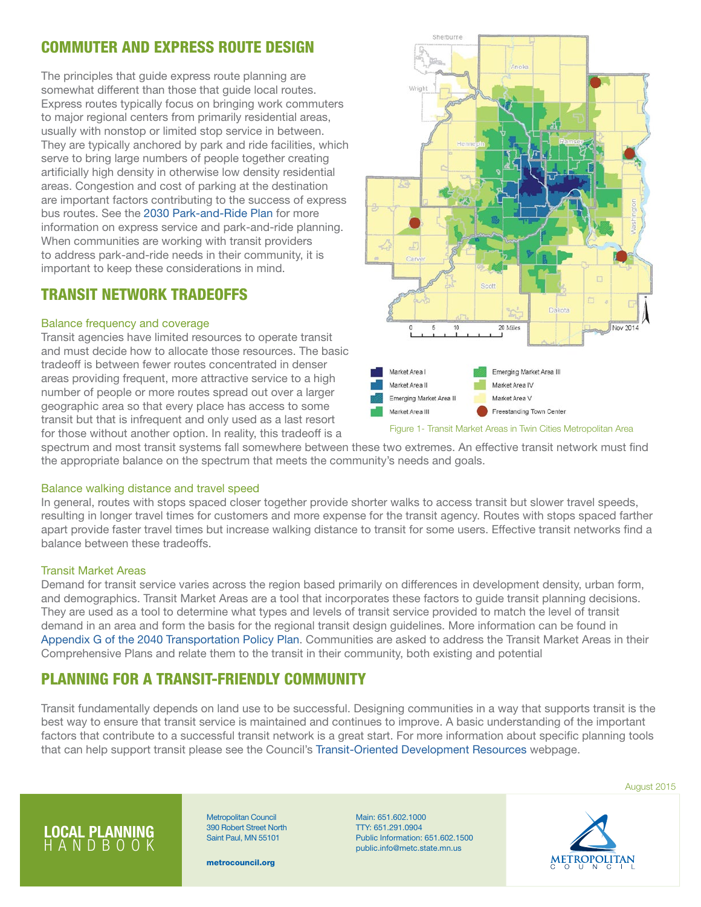## COMMUTER AND EXPRESS ROUTE DESIGN

The principles that guide express route planning are somewhat different than those that guide local routes. Express routes typically focus on bringing work commuters to major regional centers from primarily residential areas, usually with nonstop or limited stop service in between. They are typically anchored by park and ride facilities, which serve to bring large numbers of people together creating artificially high density in otherwise low density residential areas. Congestion and cost of parking at the destination are important factors contributing to the success of express bus routes. See the 2030 Park-and-Ride Plan for more information on express service and park-and-ride planning. When communities are working with transit providers to address park-and-ride needs in their community, it is important to keep these considerations in mind.

Sherburne
Anoka
Wright
Hennepin
Ramsey
Washington
Carver
Scott
Dakota
0 5 10 20 Miles
Nov 2014

Market Area I
Market Area II
Emerging Market Area II
Market Area III
Emerging Market Area III
Market Area IV
Market Area V
Freestanding Town Center

Figure 1- Transit Market Areas in Twin Cities Metropolitan Area

## TRANSIT NETWORK TRADEOFFS

### Balance frequency and coverage

Transit agencies have limited resources to operate transit and must decide how to allocate those resources. The basic tradeoff is between fewer routes concentrated in denser areas providing frequent, more attractive service to a high number of people or more routes spread out over a larger geographic area so that every place has access to some transit but that is infrequent and only used as a last resort for those without another option. In reality, this tradeoff is a spectrum and most transit systems fall somewhere between these two extremes. An effective transit network must find the appropriate balance on the spectrum that meets the community's needs and goals.

### Balance walking distance and travel speed

In general, routes with stops spaced closer together provide shorter walks to access transit but slower travel speeds, resulting in longer travel times for customers and more expense for the transit agency. Routes with stops spaced farther apart provide faster travel times but increase walking distance to transit for some users. Effective transit networks find a balance between these tradeoffs.

### Transit Market Areas

Demand for transit service varies across the region based primarily on differences in development density, urban form, and demographics. Transit Market Areas are a tool that incorporates these factors to guide transit planning decisions. They are used as a tool to determine what types and levels of transit service provided to match the level of transit demand in an area and form the basis for the regional transit design guidelines. More information can be found in Appendix G of the 2040 Transportation Policy Plan. Communities are asked to address the Transit Market Areas in their Comprehensive Plans and relate them to the transit in their community, both existing and potential

## PLANNING FOR A TRANSIT-FRIENDLY COMMUNITY

Transit fundamentally depends on land use to be successful. Designing communities in a way that supports transit is the best way to ensure that transit service is maintained and continues to improve. A basic understanding of the important factors that contribute to a successful transit network is a great start. For more information about specific planning tools that can help support transit please see the Council's Transit-Oriented Development Resources webpage.

August 2015

LOCAL PLANNING HANDBOOK

Metropolitan Council
390 Robert Street North
Saint Paul, MN 55101

metrocouncil.org

Main: 651.602.1000
TTY: 651.291.0904
Public Information: 651.602.1500
public.info@metc.state.mn.us

METROPOLITAN COUNCIL